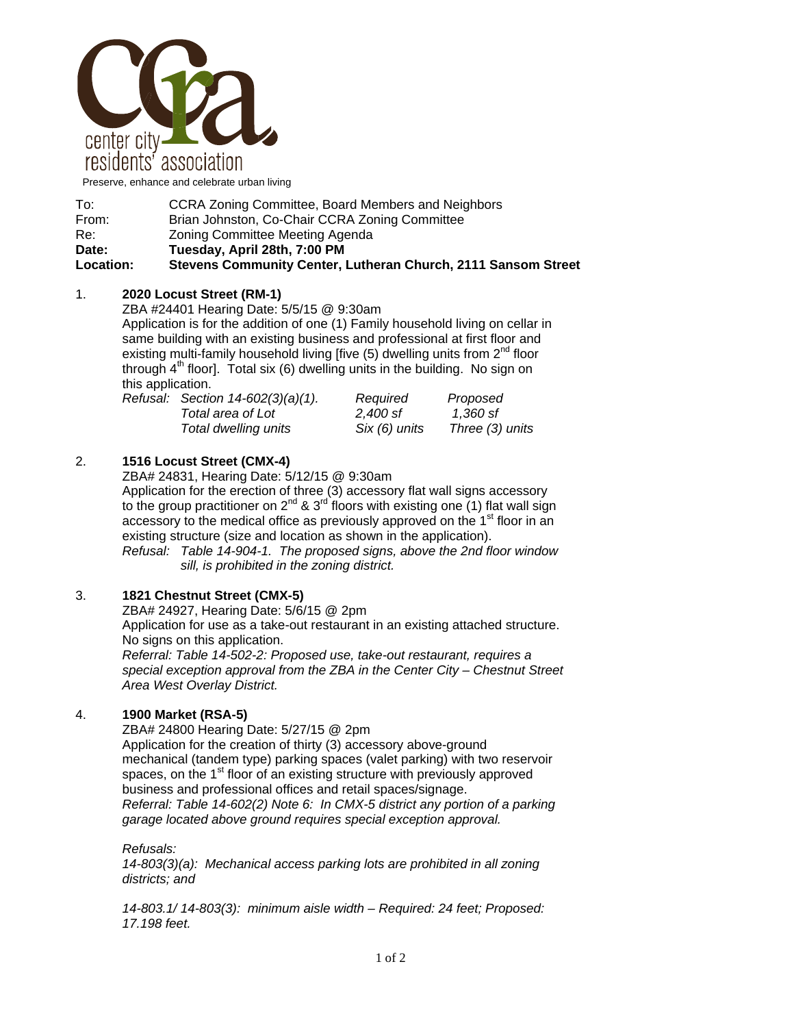center city residents' association

Preserve, enhance and celebrate urban living

To: CCRA Zoning Committee, Board Members and Neighbors
From: Brian Johnston, Co-Chair CCRA Zoning Committee
Re: Zoning Committee Meeting Agenda
**Date: Tuesday, April 28th, 7:00 PM**
**Location: Stevens Community Center, Lutheran Church, 2111 Sansom Street**

1. **2020 Locust Street (RM-1)**

   ZBA #24401 Hearing Date: 5/5/15 @ 9:30am
   Application is for the addition of one (1) Family household living on cellar in same building with an existing business and professional at first floor and existing multi-family household living [five (5) dwelling units from 2nd floor through 4th floor]. Total six (6) dwelling units in the building. No sign on this application.

   | *Refusal: Section 14-602(3)(a)(1).* | *Required* | *Proposed* |
   |---|---|---|
   | *Total area of Lot* | *2,400 sf* | *1,360 sf* |
   | *Total dwelling units* | *Six (6) units* | *Three (3) units* |

2. **1516 Locust Street (CMX-4)**

   ZBA# 24831, Hearing Date: 5/12/15 @ 9:30am
   Application for the erection of three (3) accessory flat wall signs accessory to the group practitioner on 2nd & 3rd floors with existing one (1) flat wall sign accessory to the medical office as previously approved on the 1st floor in an existing structure (size and location as shown in the application).
   *Refusal: Table 14-904-1. The proposed signs, above the 2nd floor window sill, is prohibited in the zoning district.*

3. **1821 Chestnut Street (CMX-5)**

   ZBA# 24927, Hearing Date: 5/6/15 @ 2pm
   Application for use as a take-out restaurant in an existing attached structure. No signs on this application.
   *Referral: Table 14-502-2: Proposed use, take-out restaurant, requires a special exception approval from the ZBA in the Center City – Chestnut Street Area West Overlay District.*

4. **1900 Market (RSA-5)**

   ZBA# 24800 Hearing Date: 5/27/15 @ 2pm
   Application for the creation of thirty (3) accessory above-ground mechanical (tandem type) parking spaces (valet parking) with two reservoir spaces, on the 1st floor of an existing structure with previously approved business and professional offices and retail spaces/signage.
   *Referral: Table 14-602(2) Note 6: In CMX-5 district any portion of a parking garage located above ground requires special exception approval.*

   *Refusals:*

   *14-803(3)(a): Mechanical access parking lots are prohibited in all zoning districts; and*

   *14-803.1/ 14-803(3): minimum aisle width – Required: 24 feet; Proposed: 17.198 feet.*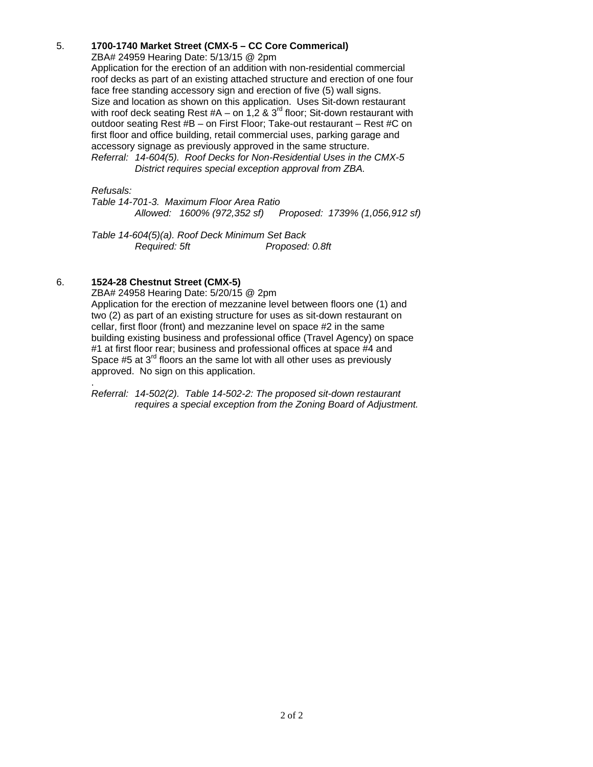5. **1700-1740 Market Street (CMX-5 – CC Core Commerical)**

ZBA# 24959 Hearing Date: 5/13/15 @ 2pm

Application for the erection of an addition with non-residential commercial roof decks as part of an existing attached structure and erection of one four face free standing accessory sign and erection of five (5) wall signs. Size and location as shown on this application. Uses Sit-down restaurant with roof deck seating Rest #A – on 1,2 & 3rd floor; Sit-down restaurant with outdoor seating Rest #B – on First Floor; Take-out restaurant – Rest #C on first floor and office building, retail commercial uses, parking garage and accessory signage as previously approved in the same structure.

*Referral: 14-604(5). Roof Decks for Non-Residential Uses in the CMX-5 District requires special exception approval from ZBA.*

*Refusals:*

*Table 14-701-3. Maximum Floor Area Ratio*
*Allowed: 1600% (972,352 sf) Proposed: 1739% (1,056,912 sf)*

*Table 14-604(5)(a). Roof Deck Minimum Set Back*
*Required: 5ft Proposed: 0.8ft*

6. **1524-28 Chestnut Street (CMX-5)**

ZBA# 24958 Hearing Date: 5/20/15 @ 2pm

Application for the erection of mezzanine level between floors one (1) and two (2) as part of an existing structure for uses as sit-down restaurant on cellar, first floor (front) and mezzanine level on space #2 in the same building existing business and professional office (Travel Agency) on space #1 at first floor rear; business and professional offices at space #4 and Space #5 at 3rd floors an the same lot with all other uses as previously approved. No sign on this application.

.

*Referral: 14-502(2). Table 14-502-2: The proposed sit-down restaurant requires a special exception from the Zoning Board of Adjustment.*